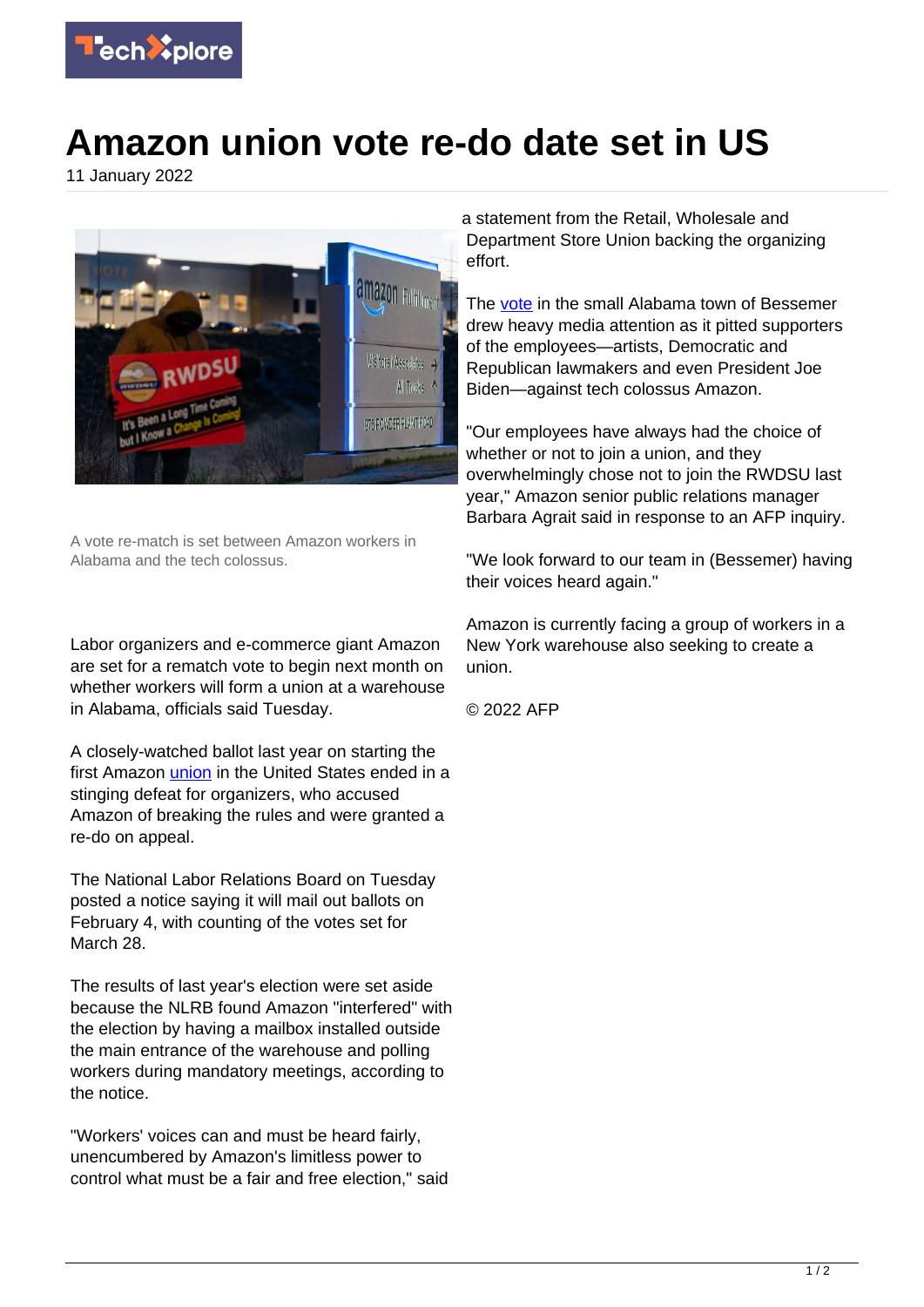# Amazon union vote re-do date set in US

11 January 2022

A vote re-match is set between Amazon workers in Alabama and the tech colossus.

Labor organizers and e-commerce giant Amazon are set for a rematch vote to begin next month on whether workers will form a union at a warehouse in Alabama, officials said Tuesday.

A closely-watched ballot last year on starting the first Amazon union in the United States ended in a stinging defeat for organizers, who accused Amazon of breaking the rules and were granted a re-do on appeal.

The National Labor Relations Board on Tuesday posted a notice saying it will mail out ballots on February 4, with counting of the votes set for March 28.

The results of last year's election were set aside because the NLRB found Amazon "interfered" with the election by having a mailbox installed outside the main entrance of the warehouse and polling workers during mandatory meetings, according to the notice.

"Workers' voices can and must be heard fairly, unencumbered by Amazon's limitless power to control what must be a fair and free election," said a statement from the Retail, Wholesale and Department Store Union backing the organizing effort.

The vote in the small Alabama town of Bessemer drew heavy media attention as it pitted supporters of the employees—artists, Democratic and Republican lawmakers and even President Joe Biden—against tech colossus Amazon.

"Our employees have always had the choice of whether or not to join a union, and they overwhelmingly chose not to join the RWDSU last year," Amazon senior public relations manager Barbara Agrait said in response to an AFP inquiry.

"We look forward to our team in (Bessemer) having their voices heard again."

Amazon is currently facing a group of workers in a New York warehouse also seeking to create a union.

© 2022 AFP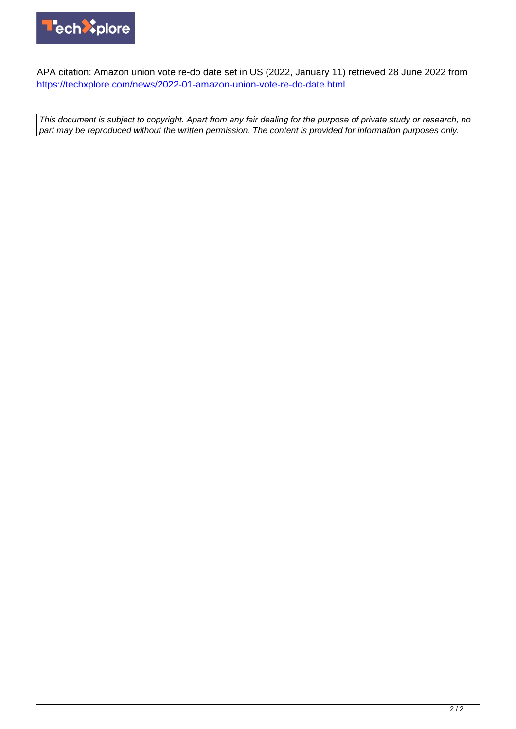APA citation: Amazon union vote re-do date set in US (2022, January 11) retrieved 28 June 2022 from https://techxplore.com/news/2022-01-amazon-union-vote-re-do-date.html

*This document is subject to copyright. Apart from any fair dealing for the purpose of private study or research, no part may be reproduced without the written permission. The content is provided for information purposes only.*